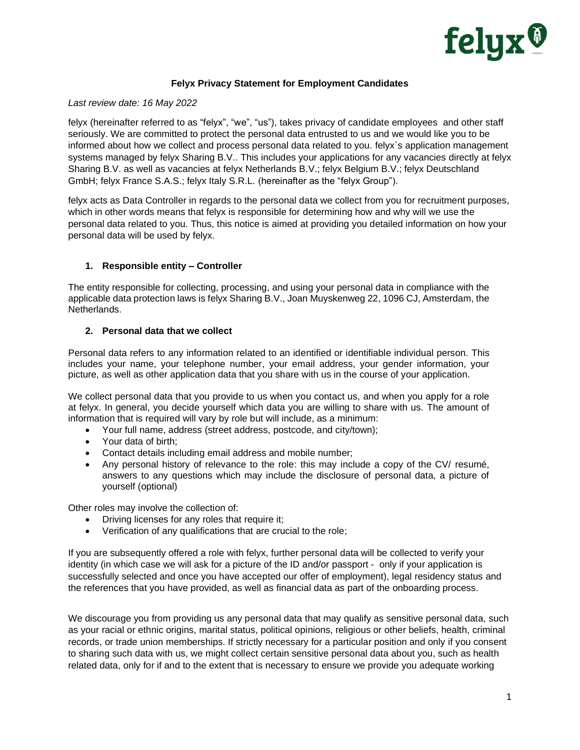# Felyx Privacy Statement for Employment Candidates

*Last review date: 16 May 2022*

felyx (hereinafter referred to as "felyx", "we", "us"), takes privacy of candidate employees and other staff seriously. We are committed to protect the personal data entrusted to us and we would like you to be informed about how we collect and process personal data related to you. felyx`s application management systems managed by felyx Sharing B.V.. This includes your applications for any vacancies directly at felyx Sharing B.V. as well as vacancies at felyx Netherlands B.V.; felyx Belgium B.V.; felyx Deutschland GmbH; felyx France S.A.S.; felyx Italy S.R.L. (hereinafter as the "felyx Group").

felyx acts as Data Controller in regards to the personal data we collect from you for recruitment purposes, which in other words means that felyx is responsible for determining how and why will we use the personal data related to you. Thus, this notice is aimed at providing you detailed information on how your personal data will be used by felyx.

## 1. Responsible entity – Controller

The entity responsible for collecting, processing, and using your personal data in compliance with the applicable data protection laws is felyx Sharing B.V., Joan Muyskenweg 22, 1096 CJ, Amsterdam, the Netherlands.

## 2. Personal data that we collect

Personal data refers to any information related to an identified or identifiable individual person. This includes your name, your telephone number, your email address, your gender information, your picture, as well as other application data that you share with us in the course of your application.

We collect personal data that you provide to us when you contact us, and when you apply for a role at felyx. In general, you decide yourself which data you are willing to share with us. The amount of information that is required will vary by role but will include, as a minimum:

- Your full name, address (street address, postcode, and city/town);
- Your data of birth;
- Contact details including email address and mobile number;
- Any personal history of relevance to the role: this may include a copy of the CV/ resumé, answers to any questions which may include the disclosure of personal data, a picture of yourself (optional)

Other roles may involve the collection of:

- Driving licenses for any roles that require it;
- Verification of any qualifications that are crucial to the role;

If you are subsequently offered a role with felyx, further personal data will be collected to verify your identity (in which case we will ask for a picture of the ID and/or passport - only if your application is successfully selected and once you have accepted our offer of employment), legal residency status and the references that you have provided, as well as financial data as part of the onboarding process.

We discourage you from providing us any personal data that may qualify as sensitive personal data, such as your racial or ethnic origins, marital status, political opinions, religious or other beliefs, health, criminal records, or trade union memberships. If strictly necessary for a particular position and only if you consent to sharing such data with us, we might collect certain sensitive personal data about you, such as health related data, only for if and to the extent that is necessary to ensure we provide you adequate working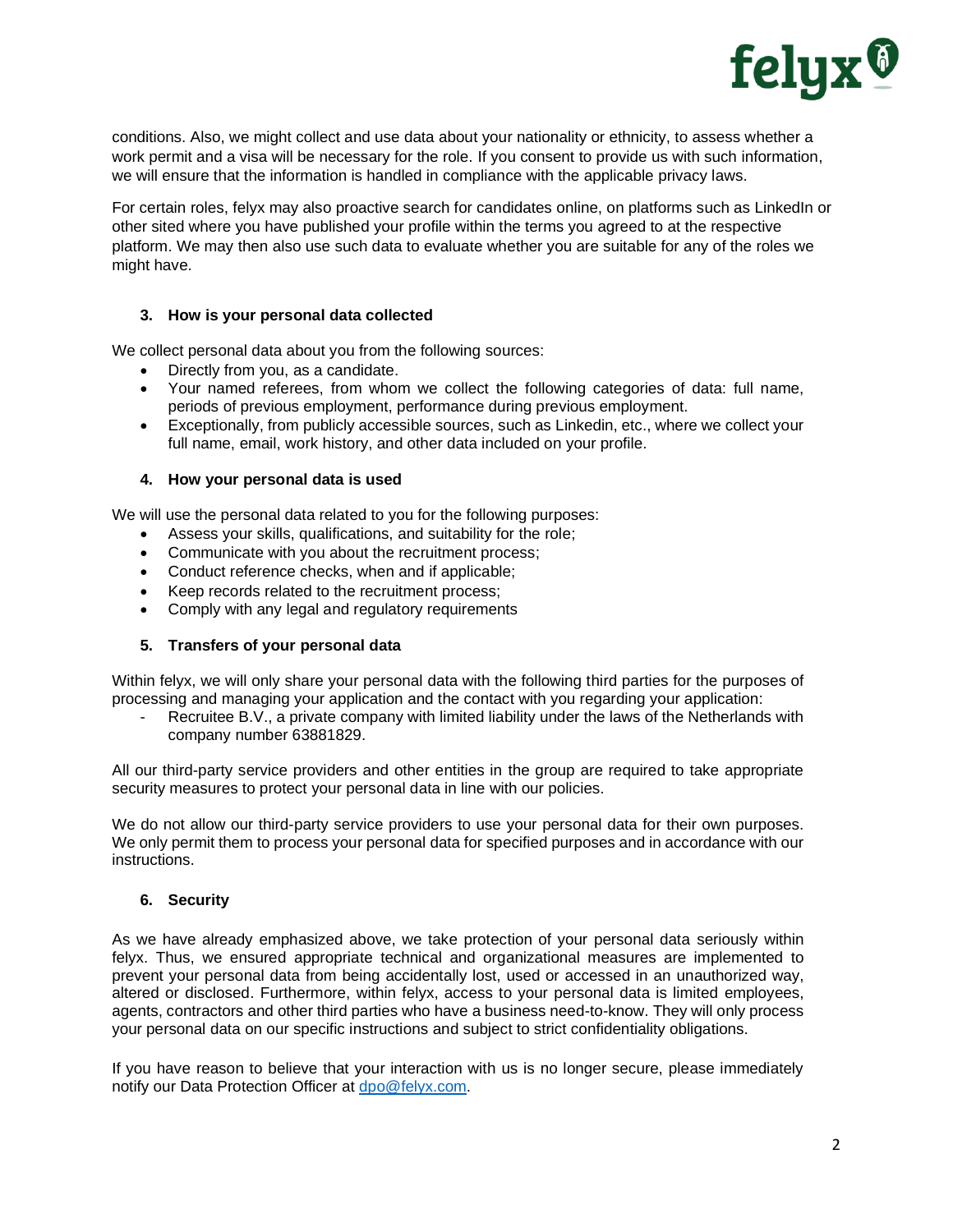conditions. Also, we might collect and use data about your nationality or ethnicity, to assess whether a work permit and a visa will be necessary for the role. If you consent to provide us with such information, we will ensure that the information is handled in compliance with the applicable privacy laws.

For certain roles, felyx may also proactive search for candidates online, on platforms such as LinkedIn or other sited where you have published your profile within the terms you agreed to at the respective platform. We may then also use such data to evaluate whether you are suitable for any of the roles we might have.

### 3. How is your personal data collected

We collect personal data about you from the following sources:

- Directly from you, as a candidate.
- Your named referees, from whom we collect the following categories of data: full name, periods of previous employment, performance during previous employment.
- Exceptionally, from publicly accessible sources, such as Linkedin, etc., where we collect your full name, email, work history, and other data included on your profile.

### 4. How your personal data is used

We will use the personal data related to you for the following purposes:

- Assess your skills, qualifications, and suitability for the role;
- Communicate with you about the recruitment process;
- Conduct reference checks, when and if applicable;
- Keep records related to the recruitment process;
- Comply with any legal and regulatory requirements

### 5. Transfers of your personal data

Within felyx, we will only share your personal data with the following third parties for the purposes of processing and managing your application and the contact with you regarding your application:

- Recruitee B.V., a private company with limited liability under the laws of the Netherlands with company number 63881829.

All our third-party service providers and other entities in the group are required to take appropriate security measures to protect your personal data in line with our policies.

We do not allow our third-party service providers to use your personal data for their own purposes. We only permit them to process your personal data for specified purposes and in accordance with our instructions.

### 6. Security

As we have already emphasized above, we take protection of your personal data seriously within felyx. Thus, we ensured appropriate technical and organizational measures are implemented to prevent your personal data from being accidentally lost, used or accessed in an unauthorized way, altered or disclosed. Furthermore, within felyx, access to your personal data is limited employees, agents, contractors and other third parties who have a business need-to-know. They will only process your personal data on our specific instructions and subject to strict confidentiality obligations.

If you have reason to believe that your interaction with us is no longer secure, please immediately notify our Data Protection Officer at dpo@felyx.com.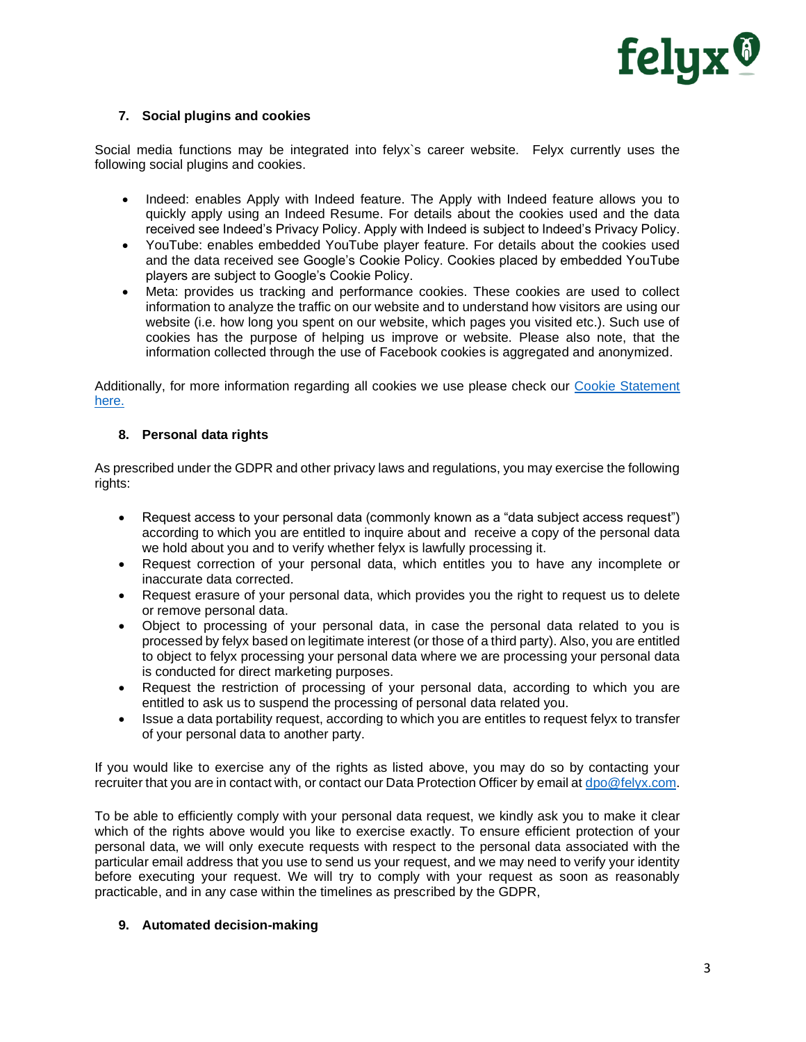## 7. Social plugins and cookies

Social media functions may be integrated into felyx`s career website. Felyx currently uses the following social plugins and cookies.

- Indeed: enables Apply with Indeed feature. The Apply with Indeed feature allows you to quickly apply using an Indeed Resume. For details about the cookies used and the data received see Indeed's Privacy Policy. Apply with Indeed is subject to Indeed's Privacy Policy.
- YouTube: enables embedded YouTube player feature. For details about the cookies used and the data received see Google's Cookie Policy. Cookies placed by embedded YouTube players are subject to Google's Cookie Policy.
- Meta: provides us tracking and performance cookies. These cookies are used to collect information to analyze the traffic on our website and to understand how visitors are using our website (i.e. how long you spent on our website, which pages you visited etc.). Such use of cookies has the purpose of helping us improve or website. Please also note, that the information collected through the use of Facebook cookies is aggregated and anonymized.

Additionally, for more information regarding all cookies we use please check our Cookie Statement here.

## 8. Personal data rights

As prescribed under the GDPR and other privacy laws and regulations, you may exercise the following rights:

- Request access to your personal data (commonly known as a "data subject access request") according to which you are entitled to inquire about and receive a copy of the personal data we hold about you and to verify whether felyx is lawfully processing it.
- Request correction of your personal data, which entitles you to have any incomplete or inaccurate data corrected.
- Request erasure of your personal data, which provides you the right to request us to delete or remove personal data.
- Object to processing of your personal data, in case the personal data related to you is processed by felyx based on legitimate interest (or those of a third party). Also, you are entitled to object to felyx processing your personal data where we are processing your personal data is conducted for direct marketing purposes.
- Request the restriction of processing of your personal data, according to which you are entitled to ask us to suspend the processing of personal data related you.
- Issue a data portability request, according to which you are entitles to request felyx to transfer of your personal data to another party.

If you would like to exercise any of the rights as listed above, you may do so by contacting your recruiter that you are in contact with, or contact our Data Protection Officer by email at dpo@felyx.com.

To be able to efficiently comply with your personal data request, we kindly ask you to make it clear which of the rights above would you like to exercise exactly. To ensure efficient protection of your personal data, we will only execute requests with respect to the personal data associated with the particular email address that you use to send us your request, and we may need to verify your identity before executing your request. We will try to comply with your request as soon as reasonably practicable, and in any case within the timelines as prescribed by the GDPR,

## 9. Automated decision-making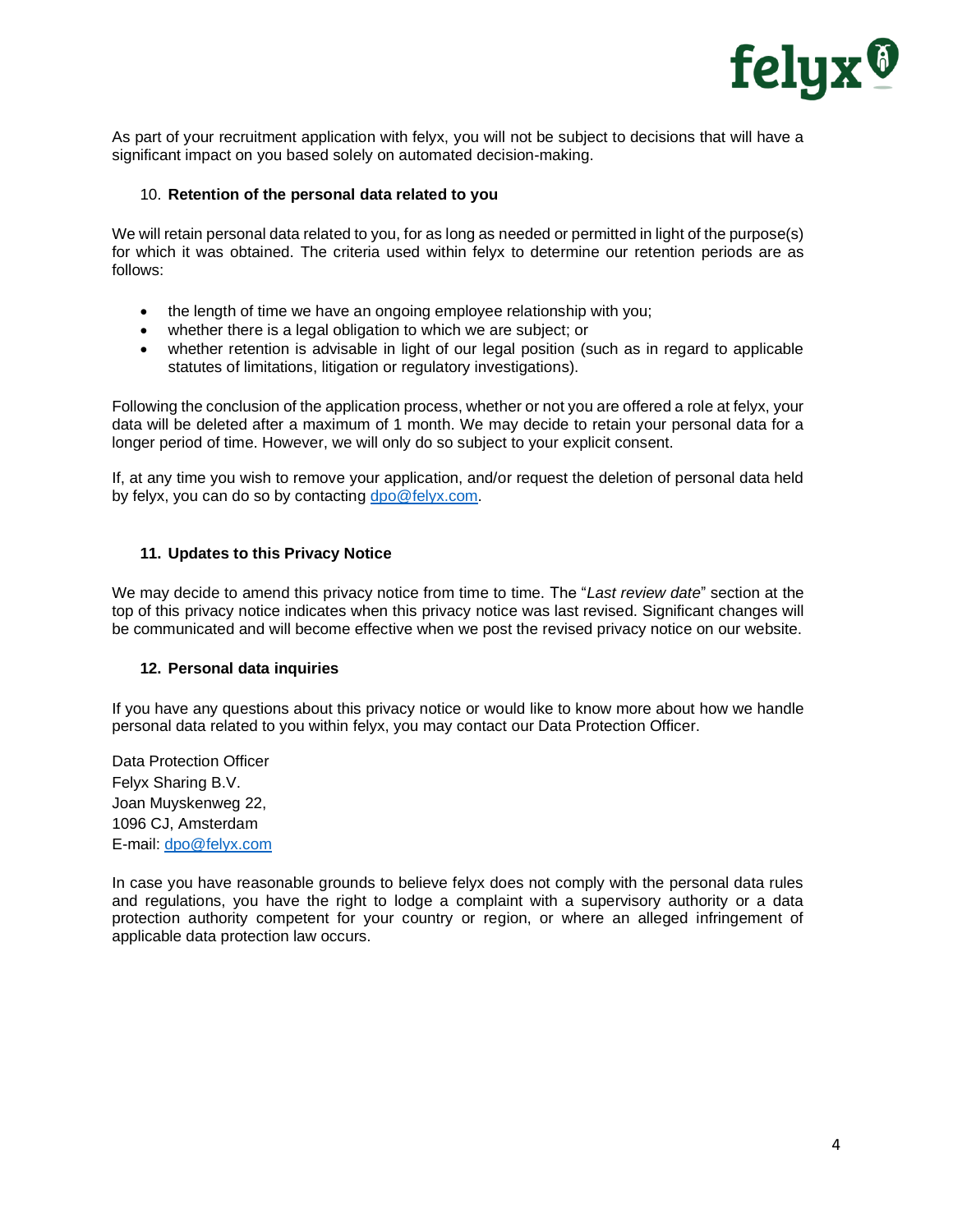As part of your recruitment application with felyx, you will not be subject to decisions that will have a significant impact on you based solely on automated decision-making.

## 10. Retention of the personal data related to you

We will retain personal data related to you, for as long as needed or permitted in light of the purpose(s) for which it was obtained. The criteria used within felyx to determine our retention periods are as follows:

- the length of time we have an ongoing employee relationship with you;
- whether there is a legal obligation to which we are subject; or
- whether retention is advisable in light of our legal position (such as in regard to applicable statutes of limitations, litigation or regulatory investigations).

Following the conclusion of the application process, whether or not you are offered a role at felyx, your data will be deleted after a maximum of 1 month. We may decide to retain your personal data for a longer period of time. However, we will only do so subject to your explicit consent.

If, at any time you wish to remove your application, and/or request the deletion of personal data held by felyx, you can do so by contacting dpo@felyx.com.

## 11. Updates to this Privacy Notice

We may decide to amend this privacy notice from time to time. The "*Last review date*" section at the top of this privacy notice indicates when this privacy notice was last revised. Significant changes will be communicated and will become effective when we post the revised privacy notice on our website.

## 12. Personal data inquiries

If you have any questions about this privacy notice or would like to know more about how we handle personal data related to you within felyx, you may contact our Data Protection Officer.

Data Protection Officer
Felyx Sharing B.V.
Joan Muyskenweg 22,
1096 CJ, Amsterdam
E-mail: dpo@felyx.com

In case you have reasonable grounds to believe felyx does not comply with the personal data rules and regulations, you have the right to lodge a complaint with a supervisory authority or a data protection authority competent for your country or region, or where an alleged infringement of applicable data protection law occurs.